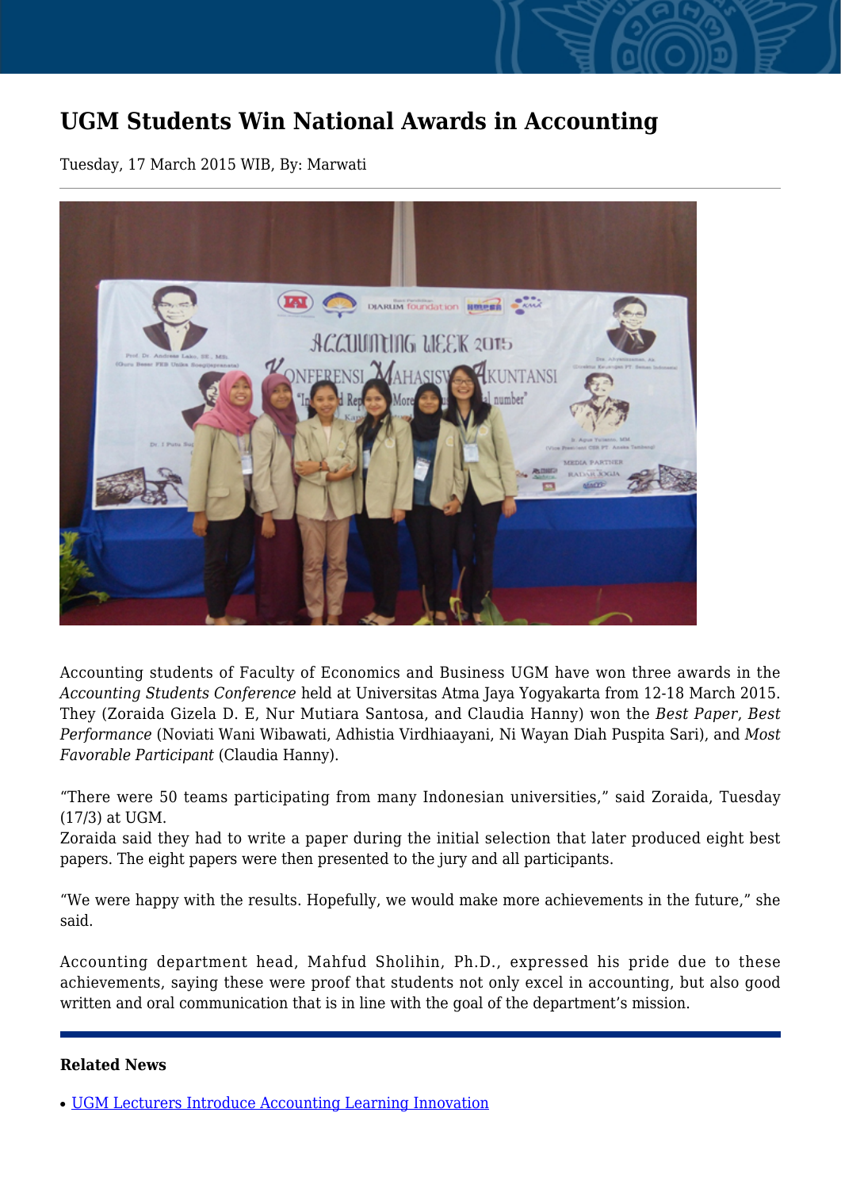# UGM Students Win National Awards in Accounting

Tuesday, 17 March 2015 WIB, By: Marwati

Accounting students of Faculty of Economics and Business UGM have won three awards in the *Accounting Students Conference* held at Universitas Atma Jaya Yogyakarta from 12-18 March 2015. They (Zoraida Gizela D. E, Nur Mutiara Santosa, and Claudia Hanny) won the *Best Paper*, *Best Performance* (Noviati Wani Wibawati, Adhistia Virdhiaayani, Ni Wayan Diah Puspita Sari), and *Most Favorable Participant* (Claudia Hanny).

“There were 50 teams participating from many Indonesian universities,” said Zoraida, Tuesday (17/3) at UGM.
Zoraida said they had to write a paper during the initial selection that later produced eight best papers. The eight papers were then presented to the jury and all participants.

“We were happy with the results. Hopefully, we would make more achievements in the future,” she said.

Accounting department head, Mahfud Sholihin, Ph.D., expressed his pride due to these achievements, saying these were proof that students not only excel in accounting, but also good written and oral communication that is in line with the goal of the department’s mission.

**Related News**

- UGM Lecturers Introduce Accounting Learning Innovation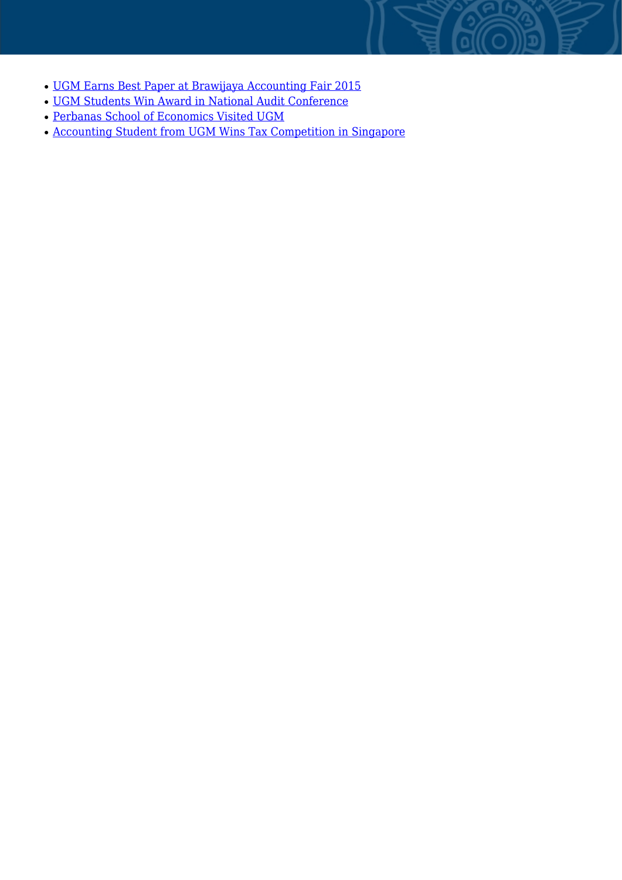- UGM Earns Best Paper at Brawijaya Accounting Fair 2015
- UGM Students Win Award in National Audit Conference
- Perbanas School of Economics Visited UGM
- Accounting Student from UGM Wins Tax Competition in Singapore